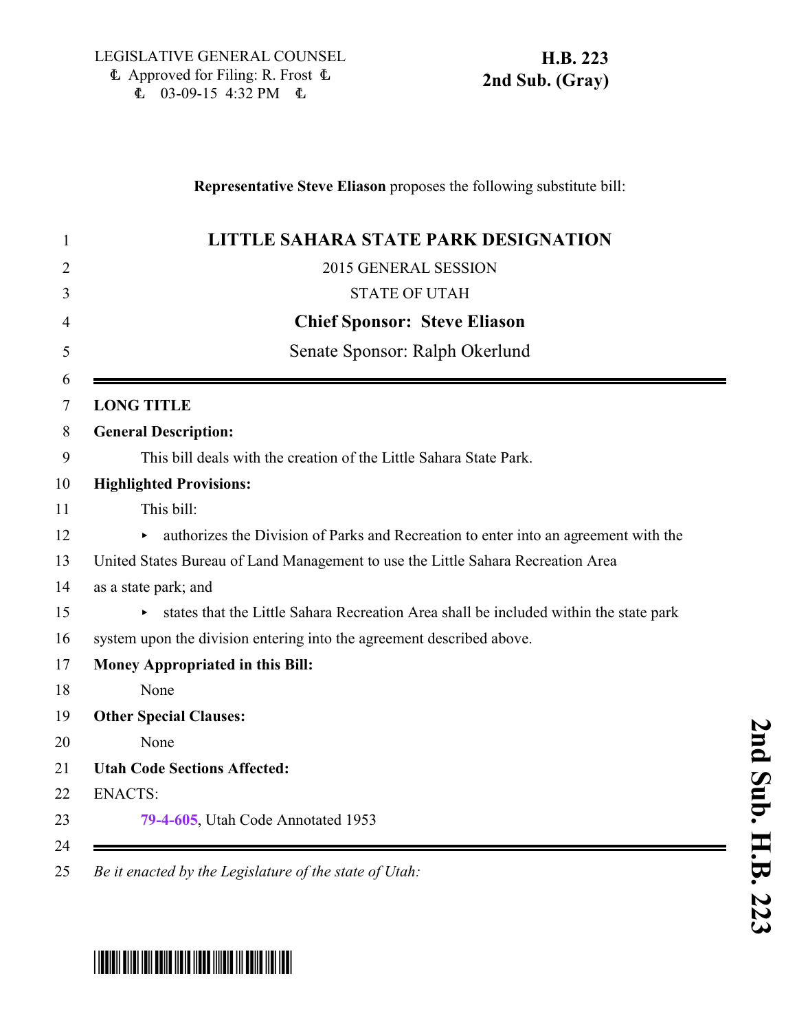LEGISLATIVE GENERAL COUNSEL
Approved for Filing: R. Frost
03-09-15 4:32 PM

**H.B. 223**
**2nd Sub. (Gray)**

**Representative Steve Eliason** proposes the following substitute bill:

# LITTLE SAHARA STATE PARK DESIGNATION

2015 GENERAL SESSION

STATE OF UTAH

**Chief Sponsor: Steve Eliason**

Senate Sponsor: Ralph Okerlund

---

**LONG TITLE**

**General Description:**

This bill deals with the creation of the Little Sahara State Park.

**Highlighted Provisions:**

This bill:

- authorizes the Division of Parks and Recreation to enter into an agreement with the United States Bureau of Land Management to use the Little Sahara Recreation Area as a state park; and
- states that the Little Sahara Recreation Area shall be included within the state park system upon the division entering into the agreement described above.

**Money Appropriated in this Bill:**

None

**Other Special Clauses:**

None

**Utah Code Sections Affected:**

ENACTS:

79-4-605, Utah Code Annotated 1953

---

*Be it enacted by the Legislature of the state of Utah:*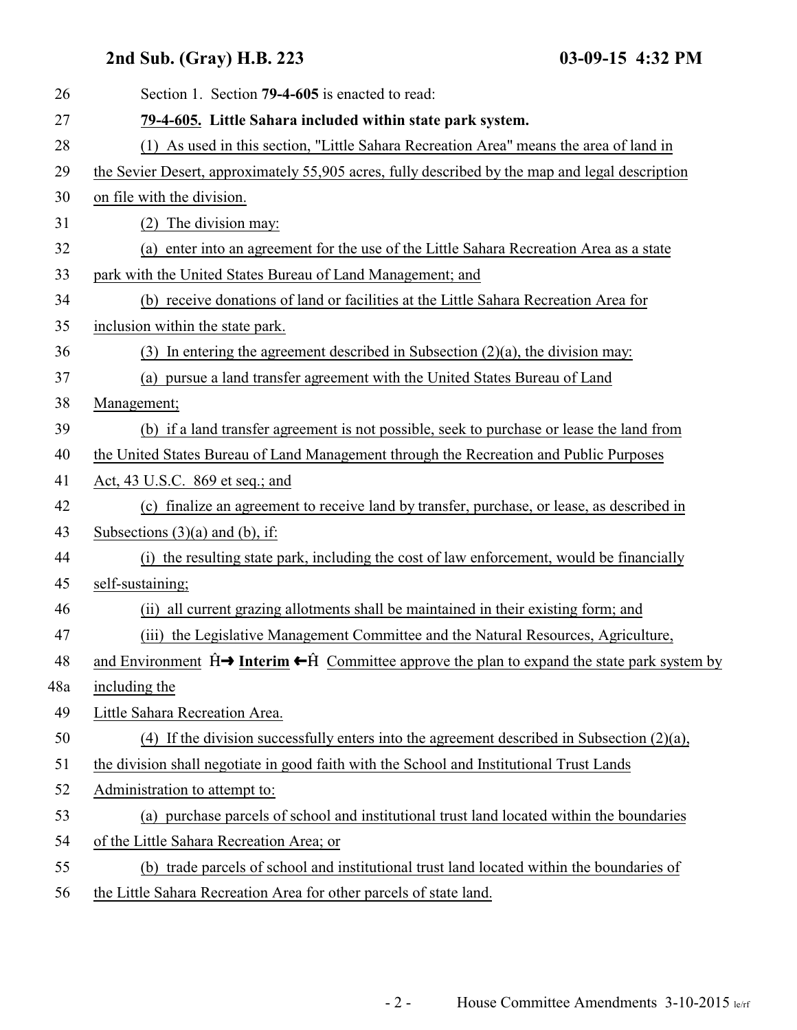Section 1. Section **79-4-605** is enacted to read:

**79-4-605. Little Sahara included within state park system.**

(1) As used in this section, "Little Sahara Recreation Area" means the area of land in the Sevier Desert, approximately 55,905 acres, fully described by the map and legal description on file with the division.

(2) The division may:

(a) enter into an agreement for the use of the Little Sahara Recreation Area as a state park with the United States Bureau of Land Management; and

(b) receive donations of land or facilities at the Little Sahara Recreation Area for inclusion within the state park.

(3) In entering the agreement described in Subsection (2)(a), the division may:

(a) pursue a land transfer agreement with the United States Bureau of Land Management;

(b) if a land transfer agreement is not possible, seek to purchase or lease the land from the United States Bureau of Land Management through the Recreation and Public Purposes Act, 43 U.S.C. 869 et seq.; and

(c) finalize an agreement to receive land by transfer, purchase, or lease, as described in Subsections (3)(a) and (b), if:

(i) the resulting state park, including the cost of law enforcement, would be financially self-sustaining;

(ii) all current grazing allotments shall be maintained in their existing form; and

(iii) the Legislative Management Committee and the Natural Resources, Agriculture, and Environment Ĥ→ **Interim** ←Ĥ Committee approve the plan to expand the state park system by including the Little Sahara Recreation Area.

(4) If the division successfully enters into the agreement described in Subsection (2)(a), the division shall negotiate in good faith with the School and Institutional Trust Lands Administration to attempt to:

(a) purchase parcels of school and institutional trust land located within the boundaries of the Little Sahara Recreation Area; or

(b) trade parcels of school and institutional trust land located within the boundaries of the Little Sahara Recreation Area for other parcels of state land.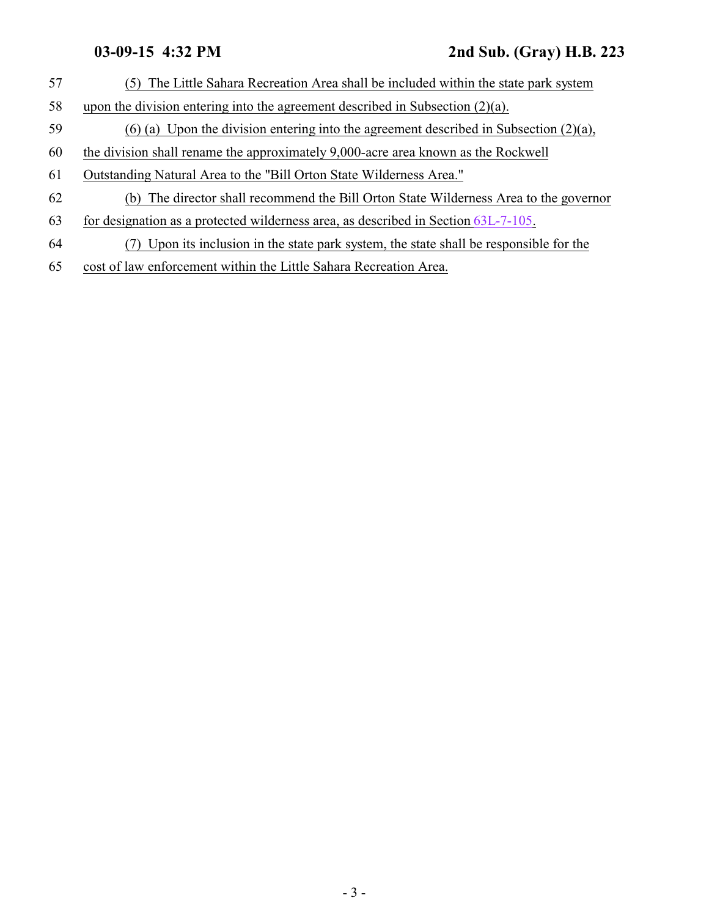57 (5) The Little Sahara Recreation Area shall be included within the state park system
58 upon the division entering into the agreement described in Subsection (2)(a).
59 (6) (a) Upon the division entering into the agreement described in Subsection (2)(a),
60 the division shall rename the approximately 9,000-acre area known as the Rockwell
61 Outstanding Natural Area to the "Bill Orton State Wilderness Area."
62 (b) The director shall recommend the Bill Orton State Wilderness Area to the governor
63 for designation as a protected wilderness area, as described in Section 63L-7-105.
64 (7) Upon its inclusion in the state park system, the state shall be responsible for the
65 cost of law enforcement within the Little Sahara Recreation Area.